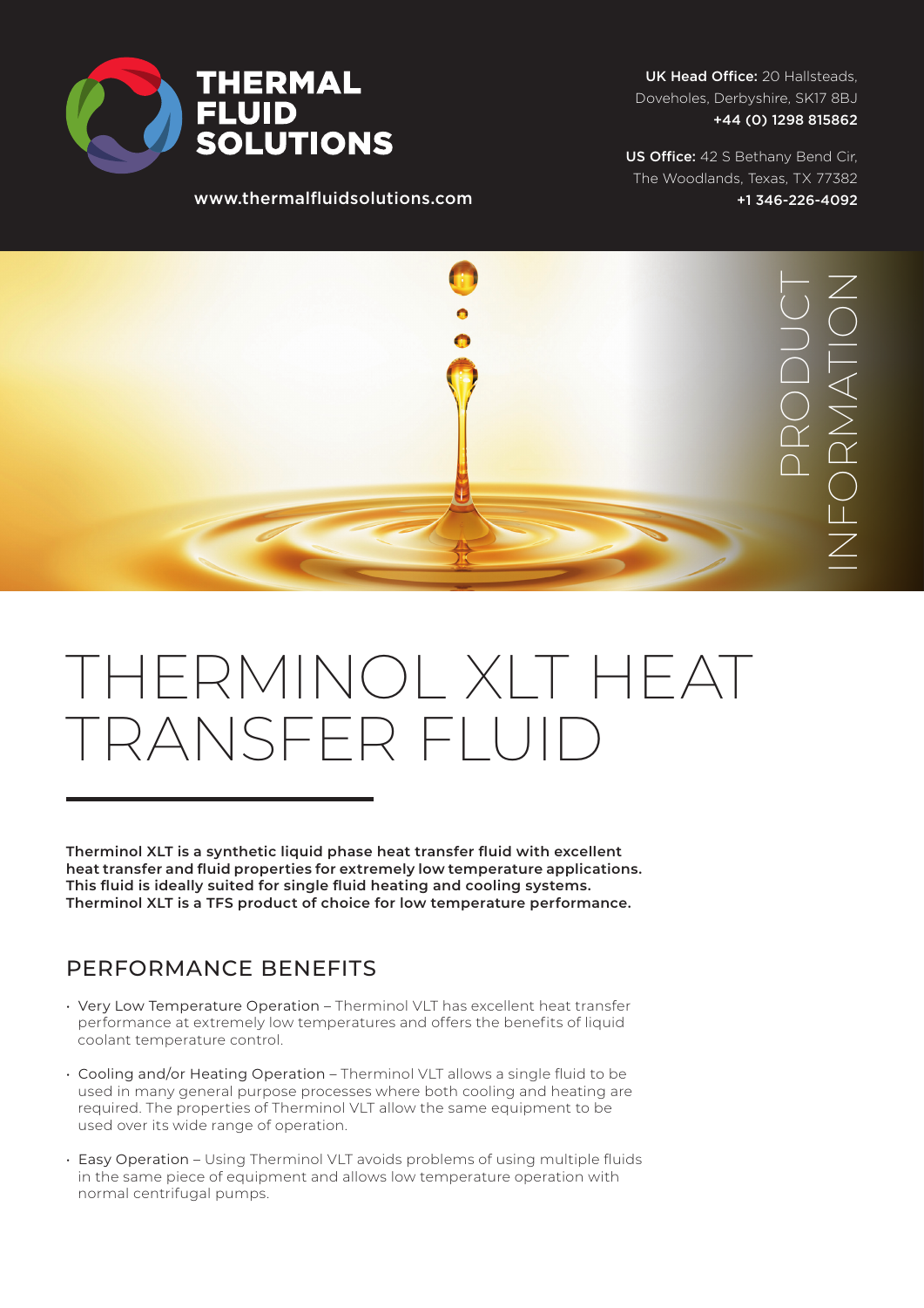# THERMAL FLUID SOLUTIONS

www.thermalfluidsolutions.com

**UK Head Office:** 20 Hallsteads, Doveholes, Derbyshire, SK17 8BJ
**+44 (0) 1298 815862**

**US Office:** 42 S Bethany Bend Cir, The Woodlands, Texas, TX 77382
**+1 346-226-4092**

PRODUCT INFORMATION

# THERMINOL XLT HEAT TRANSFER FLUID

**Therminol XLT is a synthetic liquid phase heat transfer fluid with excellent heat transfer and fluid properties for extremely low temperature applications. This fluid is ideally suited for single fluid heating and cooling systems. Therminol XLT is a TFS product of choice for low temperature performance.**

## PERFORMANCE BENEFITS

- Very Low Temperature Operation – Therminol VLT has excellent heat transfer performance at extremely low temperatures and offers the benefits of liquid coolant temperature control.
- Cooling and/or Heating Operation – Therminol VLT allows a single fluid to be used in many general purpose processes where both cooling and heating are required. The properties of Therminol VLT allow the same equipment to be used over its wide range of operation.
- Easy Operation – Using Therminol VLT avoids problems of using multiple fluids in the same piece of equipment and allows low temperature operation with normal centrifugal pumps.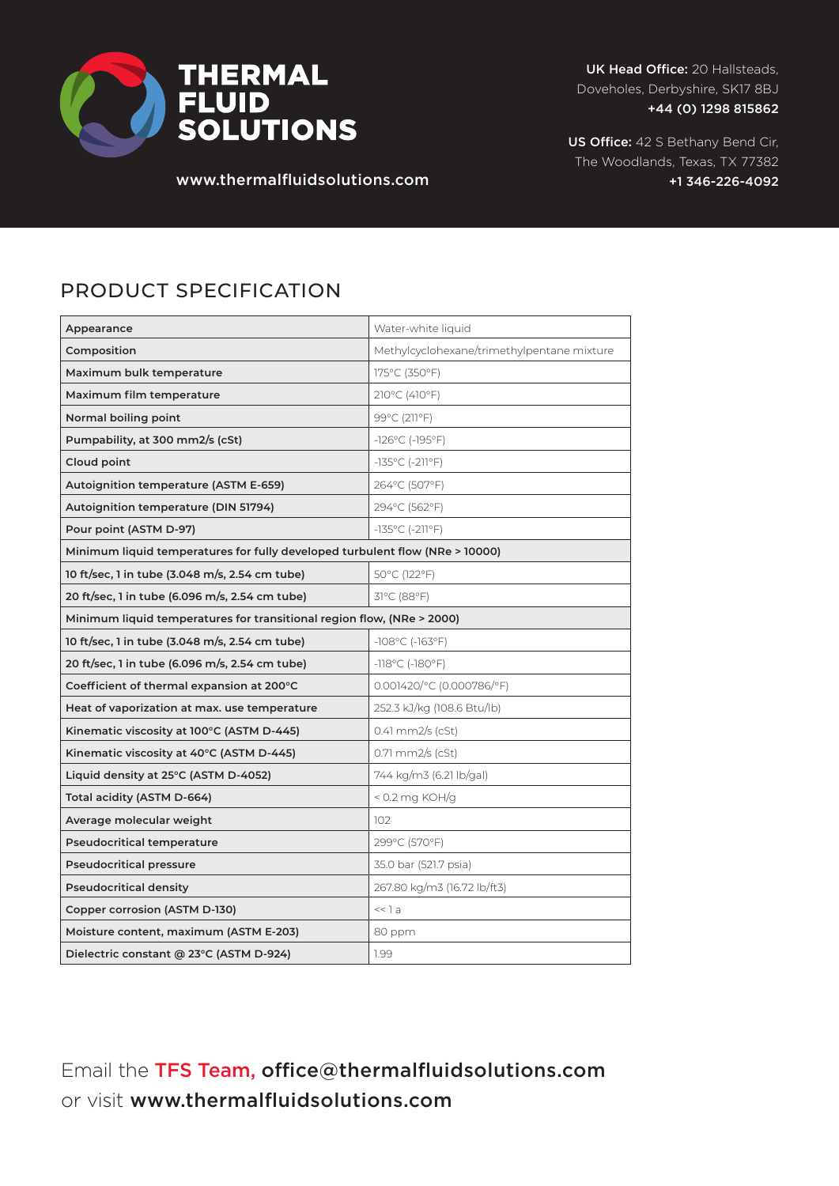# THERMAL FLUID SOLUTIONS

www.thermalfluidsolutions.com

**UK Head Office:** 20 Hallsteads, Doveholes, Derbyshire, SK17 8BJ
**+44 (0) 1298 815862**

**US Office:** 42 S Bethany Bend Cir, The Woodlands, Texas, TX 77382
**+1 346-226-4092**

## PRODUCT SPECIFICATION

| | |
|---|---|
| **Appearance** | Water-white liquid |
| **Composition** | Methylcyclohexane/trimethylpentane mixture |
| **Maximum bulk temperature** | 175°C (350°F) |
| **Maximum film temperature** | 210°C (410°F) |
| **Normal boiling point** | 99°C (211°F) |
| **Pumpability, at 300 mm2/s (cSt)** | -126°C (-195°F) |
| **Cloud point** | -135°C (-211°F) |
| **Autoignition temperature (ASTM E-659)** | 264°C (507°F) |
| **Autoignition temperature (DIN 51794)** | 294°C (562°F) |
| **Pour point (ASTM D-97)** | -135°C (-211°F) |
| **Minimum liquid temperatures for fully developed turbulent flow (NRe > 10000)** | |
| **10 ft/sec, 1 in tube (3.048 m/s, 2.54 cm tube)** | 50°C (122°F) |
| **20 ft/sec, 1 in tube (6.096 m/s, 2.54 cm tube)** | 31°C (88°F) |
| **Minimum liquid temperatures for transitional region flow, (NRe > 2000)** | |
| **10 ft/sec, 1 in tube (3.048 m/s, 2.54 cm tube)** | -108°C (-163°F) |
| **20 ft/sec, 1 in tube (6.096 m/s, 2.54 cm tube)** | -118°C (-180°F) |
| **Coefficient of thermal expansion at 200°C** | 0.001420/°C (0.000786/°F) |
| **Heat of vaporization at max. use temperature** | 252.3 kJ/kg (108.6 Btu/lb) |
| **Kinematic viscosity at 100°C (ASTM D-445)** | 0.41 mm2/s (cSt) |
| **Kinematic viscosity at 40°C (ASTM D-445)** | 0.71 mm2/s (cSt) |
| **Liquid density at 25°C (ASTM D-4052)** | 744 kg/m3 (6.21 lb/gal) |
| **Total acidity (ASTM D-664)** | < 0.2 mg KOH/g |
| **Average molecular weight** | 102 |
| **Pseudocritical temperature** | 299°C (570°F) |
| **Pseudocritical pressure** | 35.0 bar (521.7 psia) |
| **Pseudocritical density** | 267.80 kg/m3 (16.72 lb/ft3) |
| **Copper corrosion (ASTM D-130)** | << 1 a |
| **Moisture content, maximum (ASTM E-203)** | 80 ppm |
| **Dielectric constant @ 23°C (ASTM D-924)** | 1.99 |

Email the **TFS Team,** **office@thermalfluidsolutions.com**
or visit **www.thermalfluidsolutions.com**